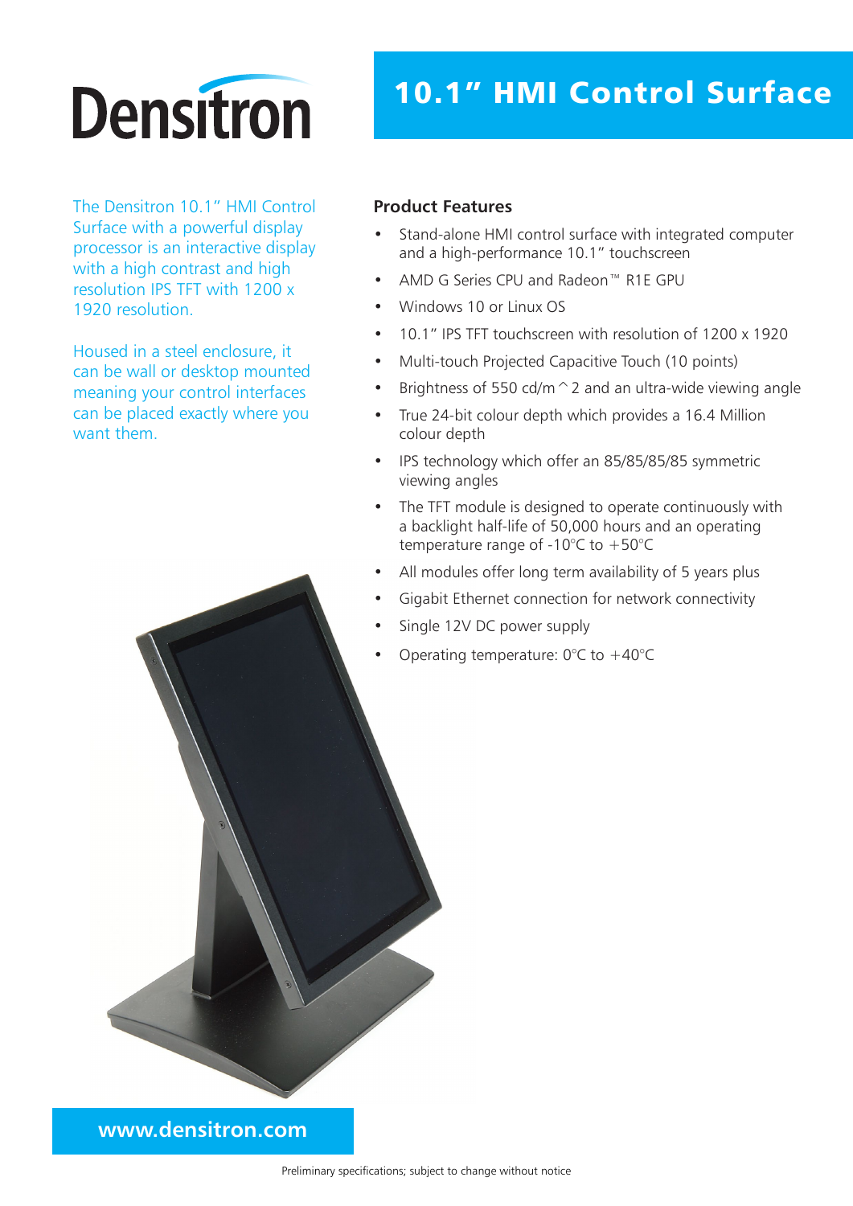# Densitron

# 10.1” HMI Control Surface

The Densitron 10.1” HMI Control Surface with a powerful display processor is an interactive display with a high contrast and high resolution IPS TFT with 1200 x 1920 resolution.

Housed in a steel enclosure, it can be wall or desktop mounted meaning your control interfaces can be placed exactly where you want them.

## Product Features

- Stand-alone HMI control surface with integrated computer and a high-performance 10.1” touchscreen
- AMD G Series CPU and Radeon™ R1E GPU
- Windows 10 or Linux OS
- 10.1” IPS TFT touchscreen with resolution of 1200 x 1920
- Multi-touch Projected Capacitive Touch (10 points)
- Brightness of 550 cd/m^2 and an ultra-wide viewing angle
- True 24-bit colour depth which provides a 16.4 Million colour depth
- IPS technology which offer an 85/85/85/85 symmetric viewing angles
- The TFT module is designed to operate continuously with a backlight half-life of 50,000 hours and an operating temperature range of -10°C to +50°C
- All modules offer long term availability of 5 years plus
- Gigabit Ethernet connection for network connectivity
- Single 12V DC power supply
- Operating temperature: 0°C to +40°C

www.densitron.com

Preliminary specifications; subject to change without notice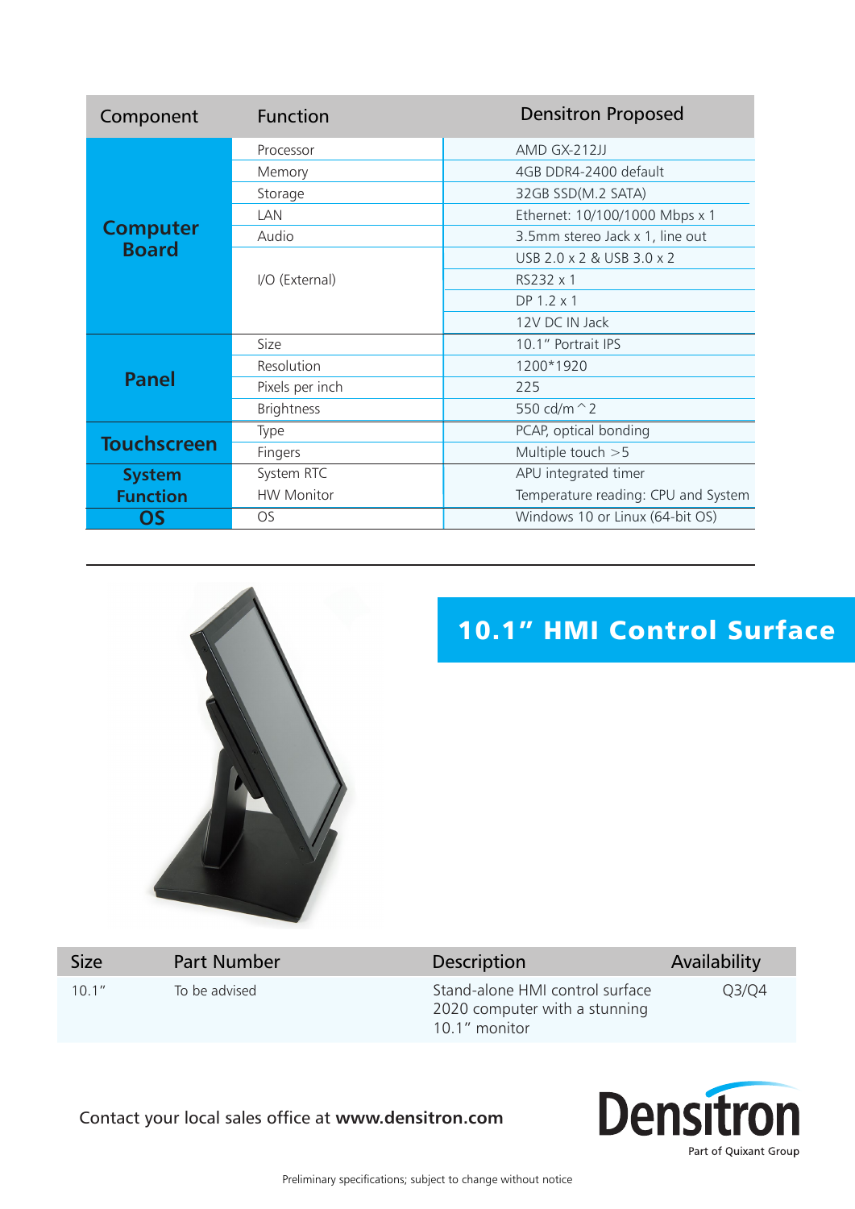| Component | Function | Densitron Proposed |
|---|---|---|
| **Computer Board** | Processor | AMD GX-212JJ |
| | Memory | 4GB DDR4-2400 default |
| | Storage | 32GB SSD(M.2 SATA) |
| | LAN | Ethernet: 10/100/1000 Mbps x 1 |
| | Audio | 3.5mm stereo Jack x 1, line out |
| | I/O (External) | USB 2.0 x 2 & USB 3.0 x 2 |
| | | RS232 x 1 |
| | | DP 1.2 x 1 |
| | | 12V DC IN Jack |
| **Panel** | Size | 10.1” Portrait IPS |
| | Resolution | 1200*1920 |
| | Pixels per inch | 225 |
| | Brightness | 550 cd/m^2 |
| **Touchscreen** | Type | PCAP, optical bonding |
| | Fingers | Multiple touch >5 |
| **System Function** | System RTC | APU integrated timer |
| | HW Monitor | Temperature reading: CPU and System |
| **OS** | OS | Windows 10 or Linux (64-bit OS) |

## 10.1” HMI Control Surface

| Size | Part Number | Description | Availability |
|---|---|---|---|
| 10.1” | To be advised | Stand-alone HMI control surface 2020 computer with a stunning 10.1” monitor | Q3/Q4 |

Contact your local sales office at **www.densitron.com**

Densitron
Part of Quixant Group

Preliminary specifications; subject to change without notice